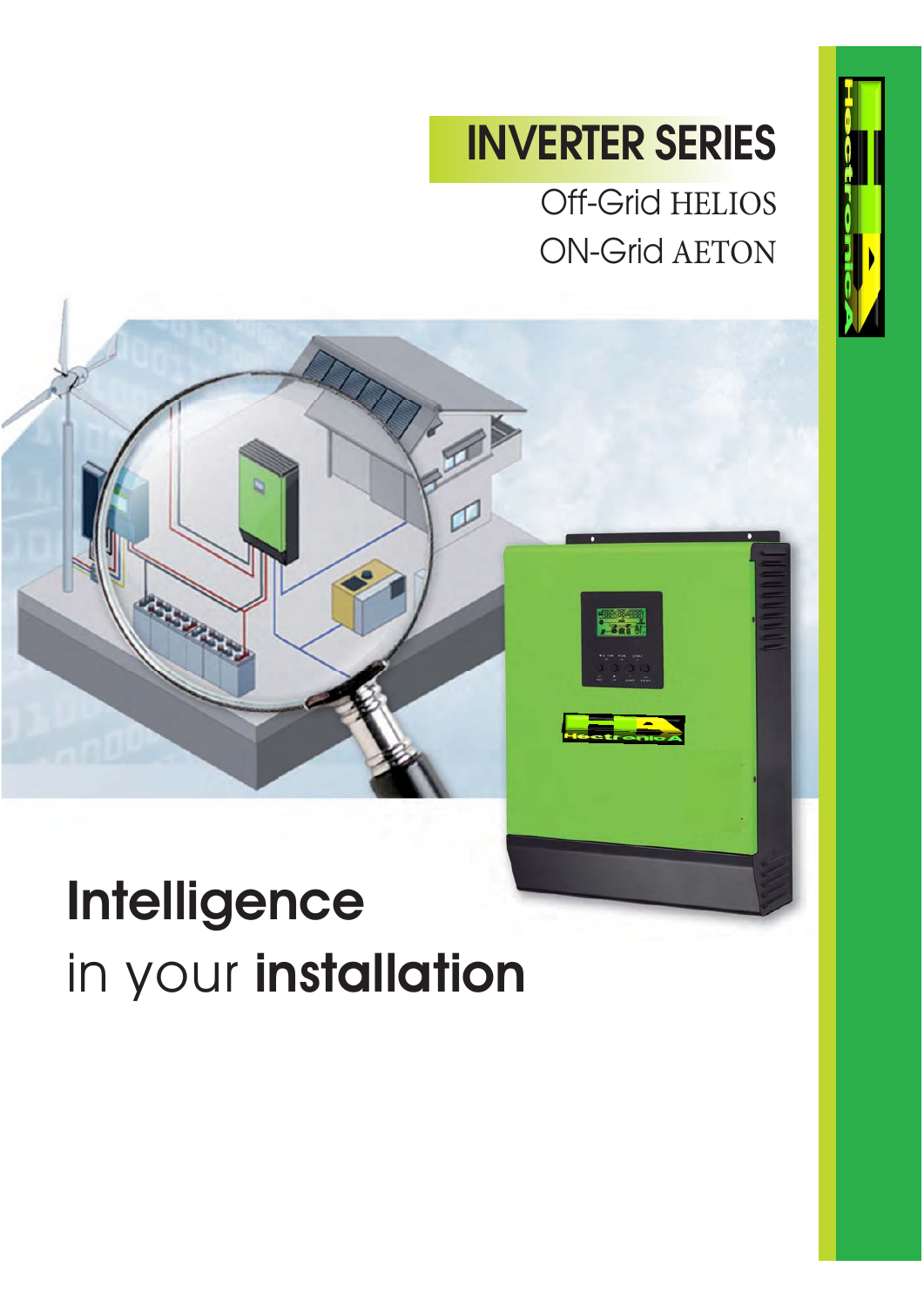# INVERTER SERIES

Off-Grid HELIOS

ON-Grid AETON

**Intelligence**

in your **installation**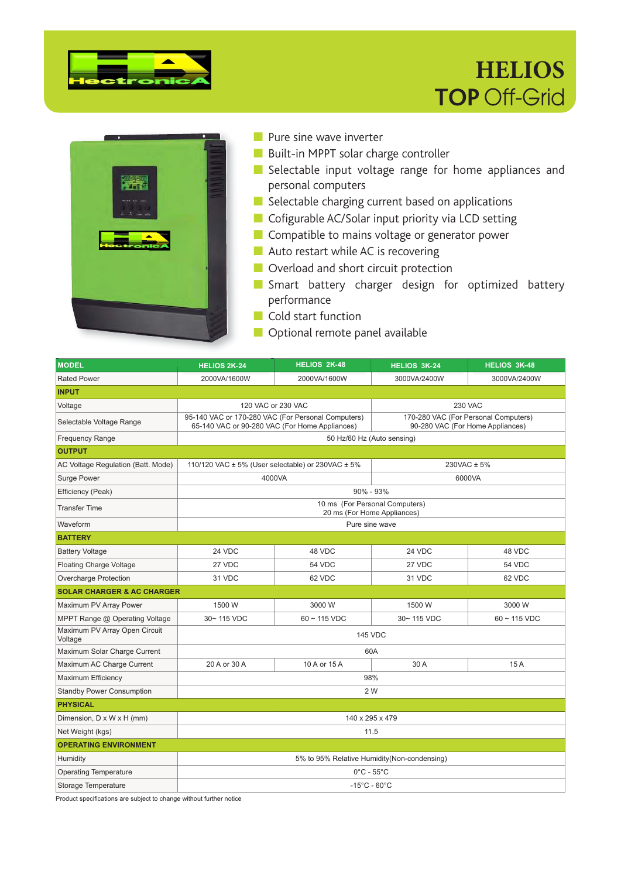# HELIOS
## TOP Off-Grid

- Pure sine wave inverter
- Built-in MPPT solar charge controller
- Selectable input voltage range for home appliances and personal computers
- Selectable charging current based on applications
- Cofigurable AC/Solar input priority via LCD setting
- Compatible to mains voltage or generator power
- Auto restart while AC is recovering
- Overload and short circuit protection
- Smart battery charger design for optimized battery performance
- Cold start function
- Optional remote panel available

| MODEL | HELIOS 2K-24 | HELIOS 2K-48 | HELIOS 3K-24 | HELIOS 3K-48 |
|---|---|---|---|---|
| Rated Power | 2000VA/1600W | 2000VA/1600W | 3000VA/2400W | 3000VA/2400W |
| **INPUT** | | | | |
| Voltage | 120 VAC or 230 VAC | | 230 VAC | |
| Selectable Voltage Range | 95-140 VAC or 170-280 VAC (For Personal Computers) 65-140 VAC or 90-280 VAC (For Home Appliances) | | 170-280 VAC (For Personal Computers) 90-280 VAC (For Home Appliances) | |
| Frequency Range | 50 Hz/60 Hz (Auto sensing) | | | |
| **OUTPUT** | | | | |
| AC Voltage Regulation (Batt. Mode) | 110/120 VAC ± 5% (User selectable) or 230VAC ± 5% | | 230VAC ± 5% | |
| Surge Power | 4000VA | | 6000VA | |
| Efficiency (Peak) | 90% - 93% | | | |
| Transfer Time | 10 ms (For Personal Computers) 20 ms (For Home Appliances) | | | |
| Waveform | Pure sine wave | | | |
| **BATTERY** | | | | |
| Battery Voltage | 24 VDC | 48 VDC | 24 VDC | 48 VDC |
| Floating Charge Voltage | 27 VDC | 54 VDC | 27 VDC | 54 VDC |
| Overcharge Protection | 31 VDC | 62 VDC | 31 VDC | 62 VDC |
| **SOLAR CHARGER & AC CHARGER** | | | | |
| Maximum PV Array Power | 1500 W | 3000 W | 1500 W | 3000 W |
| MPPT Range @ Operating Voltage | 30~ 115 VDC | 60 ~ 115 VDC | 30~ 115 VDC | 60 ~ 115 VDC |
| Maximum PV Array Open Circuit Voltage | 145 VDC | | | |
| Maximum Solar Charge Current | 60A | | | |
| Maximum AC Charge Current | 20 A or 30 A | 10 A or 15 A | 30 A | 15 A |
| Maximum Efficiency | 98% | | | |
| Standby Power Consumption | 2 W | | | |
| **PHYSICAL** | | | | |
| Dimension, D x W x H (mm) | 140 x 295 x 479 | | | |
| Net Weight (kgs) | 11.5 | | | |
| **OPERATING ENVIRONMENT** | | | | |
| Humidity | 5% to 95% Relative Humidity(Non-condensing) | | | |
| Operating Temperature | 0°C - 55°C | | | |
| Storage Temperature | -15°C - 60°C | | | |

Product specifications are subject to change without further notice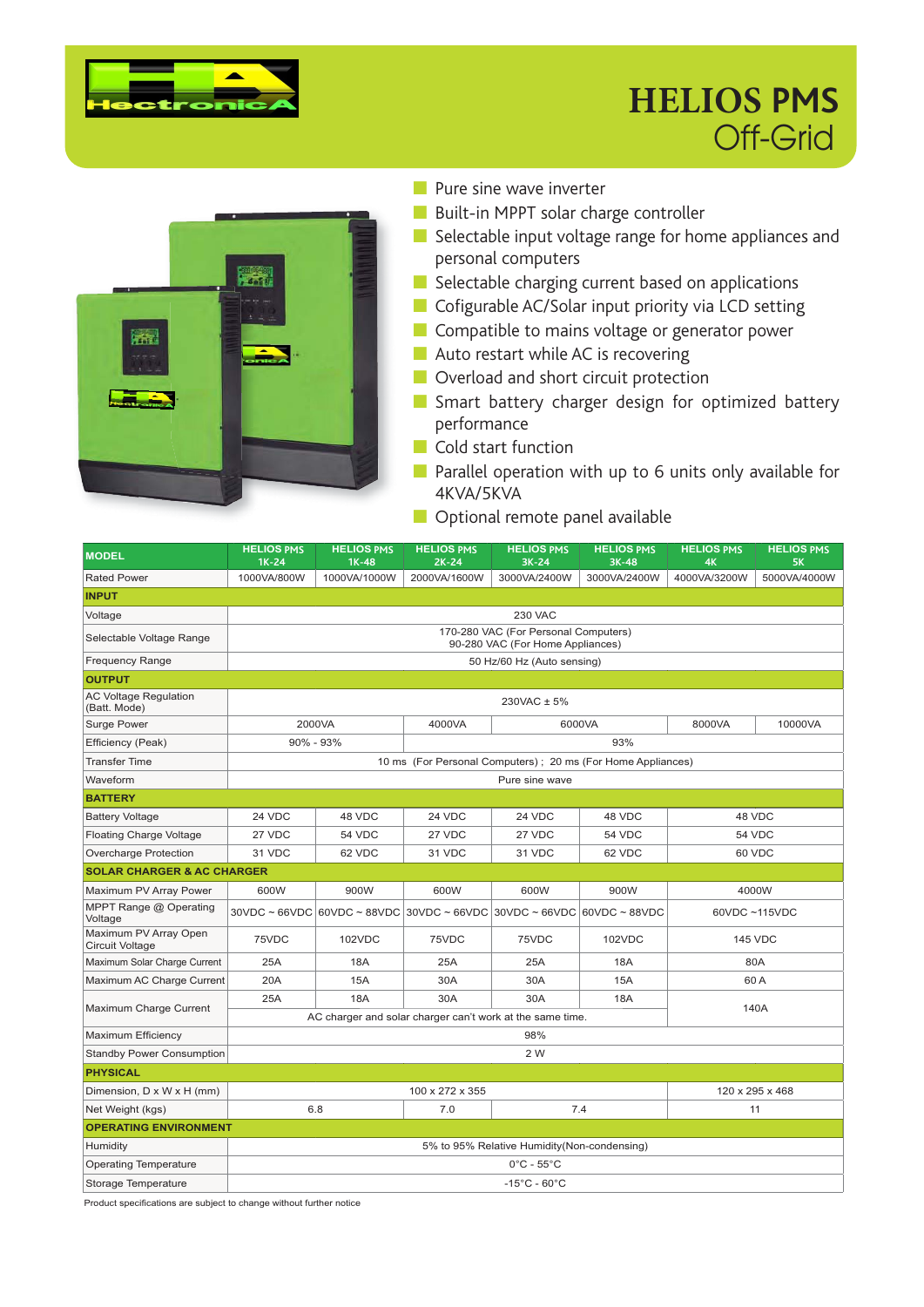# HELIOS PMS
## Off-Grid

- Pure sine wave inverter
- Built-in MPPT solar charge controller
- Selectable input voltage range for home appliances and personal computers
- Selectable charging current based on applications
- Cofigurable AC/Solar input priority via LCD setting
- Compatible to mains voltage or generator power
- Auto restart while AC is recovering
- Overload and short circuit protection
- Smart battery charger design for optimized battery performance
- Cold start function
- Parallel operation with up to 6 units only available for 4KVA/5KVA
- Optional remote panel available

| MODEL | HELIOS PMS 1K-24 | HELIOS PMS 1K-48 | HELIOS PMS 2K-24 | HELIOS PMS 3K-24 | HELIOS PMS 3K-48 | HELIOS PMS 4K | HELIOS PMS 5K |
|---|---|---|---|---|---|---|---|
| Rated Power | 1000VA/800W | 1000VA/1000W | 2000VA/1600W | 3000VA/2400W | 3000VA/2400W | 4000VA/3200W | 5000VA/4000W |
| **INPUT** | | | | | | | |
| Voltage | 230 VAC | | | | | | |
| Selectable Voltage Range | 170-280 VAC (For Personal Computers) 90-280 VAC (For Home Appliances) | | | | | | |
| Frequency Range | 50 Hz/60 Hz (Auto sensing) | | | | | | |
| **OUTPUT** | | | | | | | |
| AC Voltage Regulation (Batt. Mode) | 230VAC ± 5% | | | | | | |
| Surge Power | 2000VA | | 4000VA | 6000VA | | 8000VA | 10000VA |
| Efficiency (Peak) | 90% - 93% | | 93% | | | | |
| Transfer Time | 10 ms (For Personal Computers) ; 20 ms (For Home Appliances) | | | | | | |
| Waveform | Pure sine wave | | | | | | |
| **BATTERY** | | | | | | | |
| Battery Voltage | 24 VDC | 48 VDC | 24 VDC | 24 VDC | 48 VDC | 48 VDC | |
| Floating Charge Voltage | 27 VDC | 54 VDC | 27 VDC | 27 VDC | 54 VDC | 54 VDC | |
| Overcharge Protection | 31 VDC | 62 VDC | 31 VDC | 31 VDC | 62 VDC | 60 VDC | |
| **SOLAR CHARGER & AC CHARGER** | | | | | | | |
| Maximum PV Array Power | 600W | 900W | 600W | 600W | 900W | 4000W | |
| MPPT Range @ Operating Voltage | 30VDC ~ 66VDC | 60VDC ~ 88VDC | 30VDC ~ 66VDC | 30VDC ~ 66VDC | 60VDC ~ 88VDC | 60VDC ~115VDC | |
| Maximum PV Array Open Circuit Voltage | 75VDC | 102VDC | 75VDC | 75VDC | 102VDC | 145 VDC | |
| Maximum Solar Charge Current | 25A | 18A | 25A | 25A | 18A | 80A | |
| Maximum AC Charge Current | 20A | 15A | 30A | 30A | 15A | 60 A | |
| Maximum Charge Current | 25A | 18A | 30A | 30A | 18A | 140A | |
| | AC charger and solar charger can't work at the same time. | | | | | | |
| Maximum Efficiency | 98% | | | | | | |
| Standby Power Consumption | 2 W | | | | | | |
| **PHYSICAL** | | | | | | | |
| Dimension, D x W x H (mm) | 100 x 272 x 355 | | | | | 120 x 295 x 468 | |
| Net Weight (kgs) | 6.8 | | 7.0 | 7.4 | | 11 | |
| **OPERATING ENVIRONMENT** | | | | | | | |
| Humidity | 5% to 95% Relative Humidity(Non-condensing) | | | | | | |
| Operating Temperature | 0°C - 55°C | | | | | | |
| Storage Temperature | -15°C - 60°C | | | | | | |

Product specifications are subject to change without further notice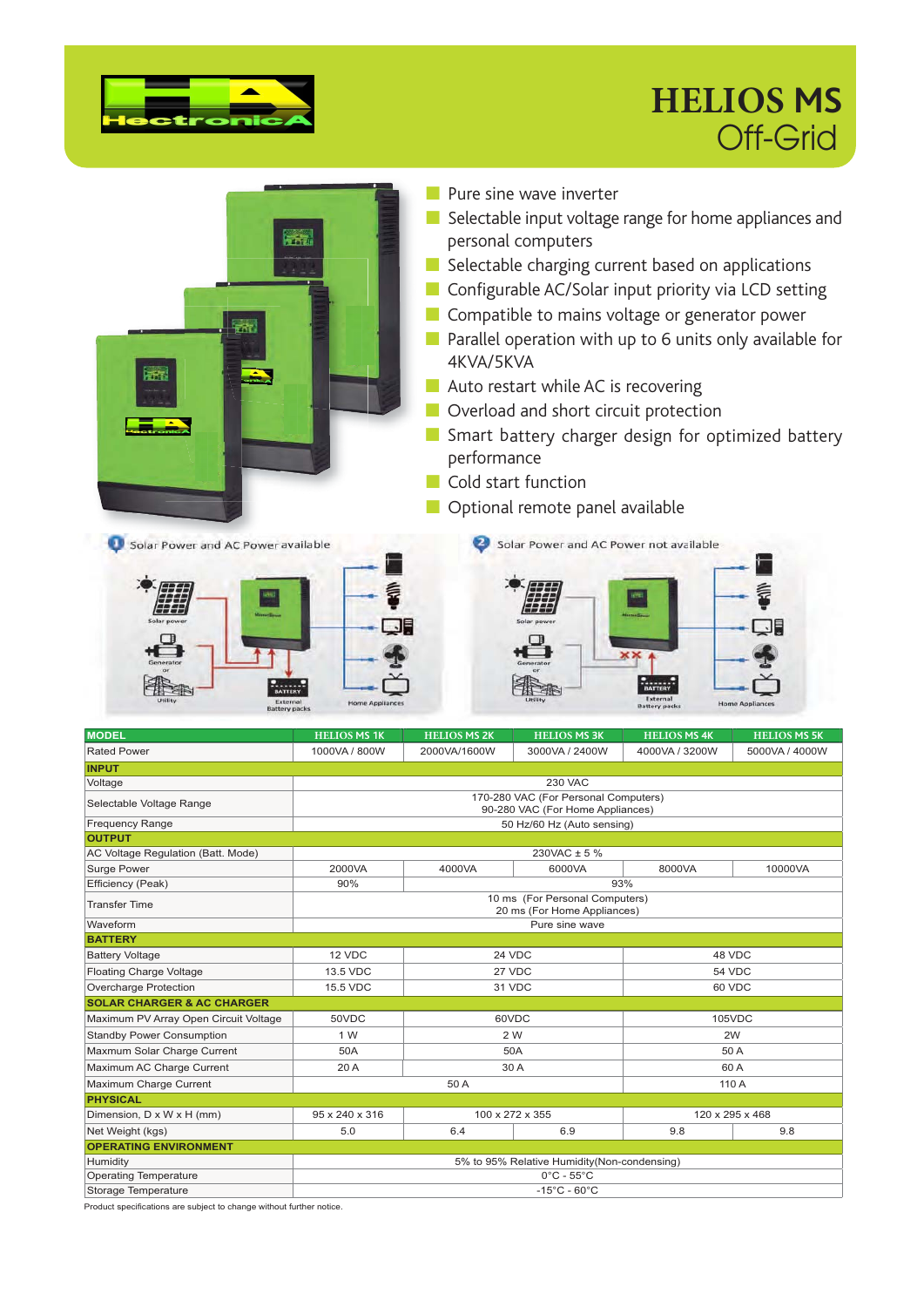# HELIOS MS

## Off-Grid

- Pure sine wave inverter
- Selectable input voltage range for home appliances and personal computers
- Selectable charging current based on applications
- Configurable AC/Solar input priority via LCD setting
- Compatible to mains voltage or generator power
- Parallel operation with up to 6 units only available for 4KVA/5KVA
- Auto restart while AC is recovering
- Overload and short circuit protection
- Smart battery charger design for optimized battery performance
- Cold start function
- Optional remote panel available

1 Solar Power and AC Power available

2 Solar Power and AC Power not available

| MODEL | HELIOS MS 1K | HELIOS MS 2K | HELIOS MS 3K | HELIOS MS 4K | HELIOS MS 5K |
|---|---|---|---|---|---|
| Rated Power | 1000VA / 800W | 2000VA/1600W | 3000VA / 2400W | 4000VA / 3200W | 5000VA / 4000W |
| **INPUT** | | | | | |
| Voltage | 230 VAC | | | | |
| Selectable Voltage Range | 170-280 VAC (For Personal Computers) 90-280 VAC (For Home Appliances) | | | | |
| Frequency Range | 50 Hz/60 Hz (Auto sensing) | | | | |
| **OUTPUT** | | | | | |
| AC Voltage Regulation (Batt. Mode) | 230VAC ± 5 % | | | | |
| Surge Power | 2000VA | 4000VA | 6000VA | 8000VA | 10000VA |
| Efficiency (Peak) | 90% | 93% | | | |
| Transfer Time | 10 ms (For Personal Computers) 20 ms (For Home Appliances) | | | | |
| Waveform | Pure sine wave | | | | |
| **BATTERY** | | | | | |
| Battery Voltage | 12 VDC | 24 VDC | | 48 VDC | |
| Floating Charge Voltage | 13.5 VDC | 27 VDC | | 54 VDC | |
| Overcharge Protection | 15.5 VDC | 31 VDC | | 60 VDC | |
| **SOLAR CHARGER & AC CHARGER** | | | | | |
| Maximum PV Array Open Circuit Voltage | 50VDC | 60VDC | | 105VDC | |
| Standby Power Consumption | 1 W | 2 W | | 2W | |
| Maxmum Solar Charge Current | 50A | 50A | | 50 A | |
| Maximum AC Charge Current | 20 A | 30 A | | 60 A | |
| Maximum Charge Current | 50 A | | | 110 A | |
| **PHYSICAL** | | | | | |
| Dimension, D x W x H (mm) | 95 x 240 x 316 | 100 x 272 x 355 | | 120 x 295 x 468 | |
| Net Weight (kgs) | 5.0 | 6.4 | 6.9 | 9.8 | 9.8 |
| **OPERATING ENVIRONMENT** | | | | | |
| Humidity | 5% to 95% Relative Humidity(Non-condensing) | | | | |
| Operating Temperature | 0°C - 55°C | | | | |
| Storage Temperature | -15°C - 60°C | | | | |

Product specifications are subject to change without further notice.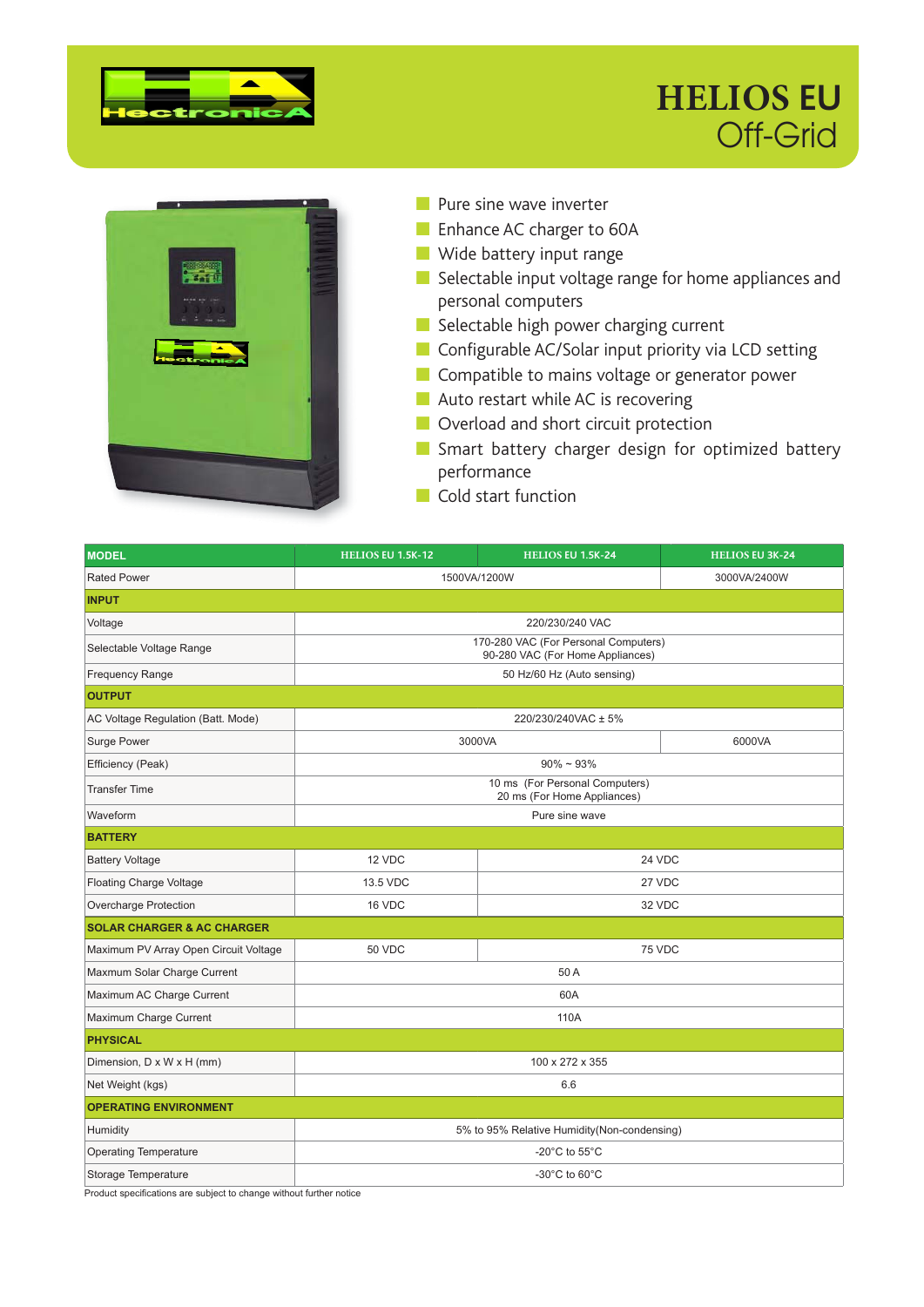# HELIOS EU
## Off-Grid

- Pure sine wave inverter
- Enhance AC charger to 60A
- Wide battery input range
- Selectable input voltage range for home appliances and personal computers
- Selectable high power charging current
- Configurable AC/Solar input priority via LCD setting
- Compatible to mains voltage or generator power
- Auto restart while AC is recovering
- Overload and short circuit protection
- Smart battery charger design for optimized battery performance
- Cold start function

| MODEL | HELIOS EU 1.5K-12 | HELIOS EU 1.5K-24 | HELIOS EU 3K-24 |
|---|---|---|---|
| Rated Power | 1500VA/1200W | | 3000VA/2400W |
| **INPUT** | | | |
| Voltage | 220/230/240 VAC | | |
| Selectable Voltage Range | 170-280 VAC (For Personal Computers) 90-280 VAC (For Home Appliances) | | |
| Frequency Range | 50 Hz/60 Hz (Auto sensing) | | |
| **OUTPUT** | | | |
| AC Voltage Regulation (Batt. Mode) | 220/230/240VAC ± 5% | | |
| Surge Power | 3000VA | | 6000VA |
| Efficiency (Peak) | 90% ~ 93% | | |
| Transfer Time | 10 ms (For Personal Computers) 20 ms (For Home Appliances) | | |
| Waveform | Pure sine wave | | |
| **BATTERY** | | | |
| Battery Voltage | 12 VDC | 24 VDC | |
| Floating Charge Voltage | 13.5 VDC | 27 VDC | |
| Overcharge Protection | 16 VDC | 32 VDC | |
| **SOLAR CHARGER & AC CHARGER** | | | |
| Maximum PV Array Open Circuit Voltage | 50 VDC | 75 VDC | |
| Maxmum Solar Charge Current | 50 A | | |
| Maximum AC Charge Current | 60A | | |
| Maximum Charge Current | 110A | | |
| **PHYSICAL** | | | |
| Dimension, D x W x H (mm) | 100 x 272 x 355 | | |
| Net Weight (kgs) | 6.6 | | |
| **OPERATING ENVIRONMENT** | | | |
| Humidity | 5% to 95% Relative Humidity(Non-condensing) | | |
| Operating Temperature | -20°C to 55°C | | |
| Storage Temperature | -30°C to 60°C | | |

Product specifications are subject to change without further notice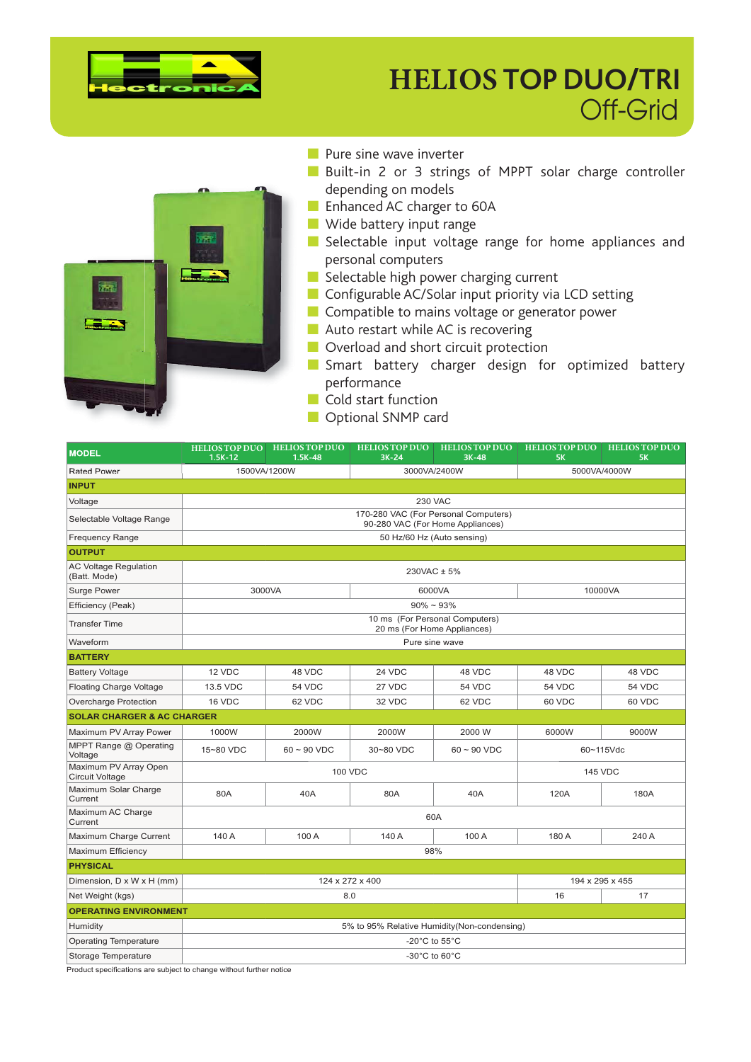# HELIOS TOP DUO/TRI
## Off-Grid

- Pure sine wave inverter
- Built-in 2 or 3 strings of MPPT solar charge controller depending on models
- Enhanced AC charger to 60A
- Wide battery input range
- Selectable input voltage range for home appliances and personal computers
- Selectable high power charging current
- Configurable AC/Solar input priority via LCD setting
- Compatible to mains voltage or generator power
- Auto restart while AC is recovering
- Overload and short circuit protection
- Smart battery charger design for optimized battery performance
- Cold start function
- Optional SNMP card

| MODEL | HELIOS TOP DUO 1.5K-12 | HELIOS TOP DUO 1.5K-48 | HELIOS TOP DUO 3K-24 | HELIOS TOP DUO 3K-48 | HELIOS TOP DUO 5K | HELIOS TOP DUO 5K |
|---|---|---|---|---|---|---|
| Rated Power | 1500VA/1200W | | 3000VA/2400W | | 5000VA/4000W | |
| **INPUT** | | | | | | |
| Voltage | 230 VAC | | | | | |
| Selectable Voltage Range | 170-280 VAC (For Personal Computers) 90-280 VAC (For Home Appliances) | | | | | |
| Frequency Range | 50 Hz/60 Hz (Auto sensing) | | | | | |
| **OUTPUT** | | | | | | |
| AC Voltage Regulation (Batt. Mode) | 230VAC ± 5% | | | | | |
| Surge Power | 3000VA | | 6000VA | | 10000VA | |
| Efficiency (Peak) | 90% ~ 93% | | | | | |
| Transfer Time | 10 ms (For Personal Computers) 20 ms (For Home Appliances) | | | | | |
| Waveform | Pure sine wave | | | | | |
| **BATTERY** | | | | | | |
| Battery Voltage | 12 VDC | 48 VDC | 24 VDC | 48 VDC | 48 VDC | 48 VDC |
| Floating Charge Voltage | 13.5 VDC | 54 VDC | 27 VDC | 54 VDC | 54 VDC | 54 VDC |
| Overcharge Protection | 16 VDC | 62 VDC | 32 VDC | 62 VDC | 60 VDC | 60 VDC |
| **SOLAR CHARGER & AC CHARGER** | | | | | | |
| Maximum PV Array Power | 1000W | 2000W | 2000W | 2000 W | 6000W | 9000W |
| MPPT Range @ Operating Voltage | 15~80 VDC | 60 ~ 90 VDC | 30~80 VDC | 60 ~ 90 VDC | 60~115Vdc | |
| Maximum PV Array Open Circuit Voltage | 100 VDC | | | | 145 VDC | |
| Maximum Solar Charge Current | 80A | 40A | 80A | 40A | 120A | 180A |
| Maximum AC Charge Current | 60A | | | | | |
| Maximum Charge Current | 140 A | 100 A | 140 A | 100 A | 180 A | 240 A |
| Maximum Efficiency | 98% | | | | | |
| **PHYSICAL** | | | | | | |
| Dimension, D x W x H (mm) | 124 x 272 x 400 | | | | 194 x 295 x 455 | |
| Net Weight (kgs) | 8.0 | | | | 16 | 17 |
| **OPERATING ENVIRONMENT** | | | | | | |
| Humidity | 5% to 95% Relative Humidity(Non-condensing) | | | | | |
| Operating Temperature | -20°C to 55°C | | | | | |
| Storage Temperature | -30°C to 60°C | | | | | |

Product specifications are subject to change without further notice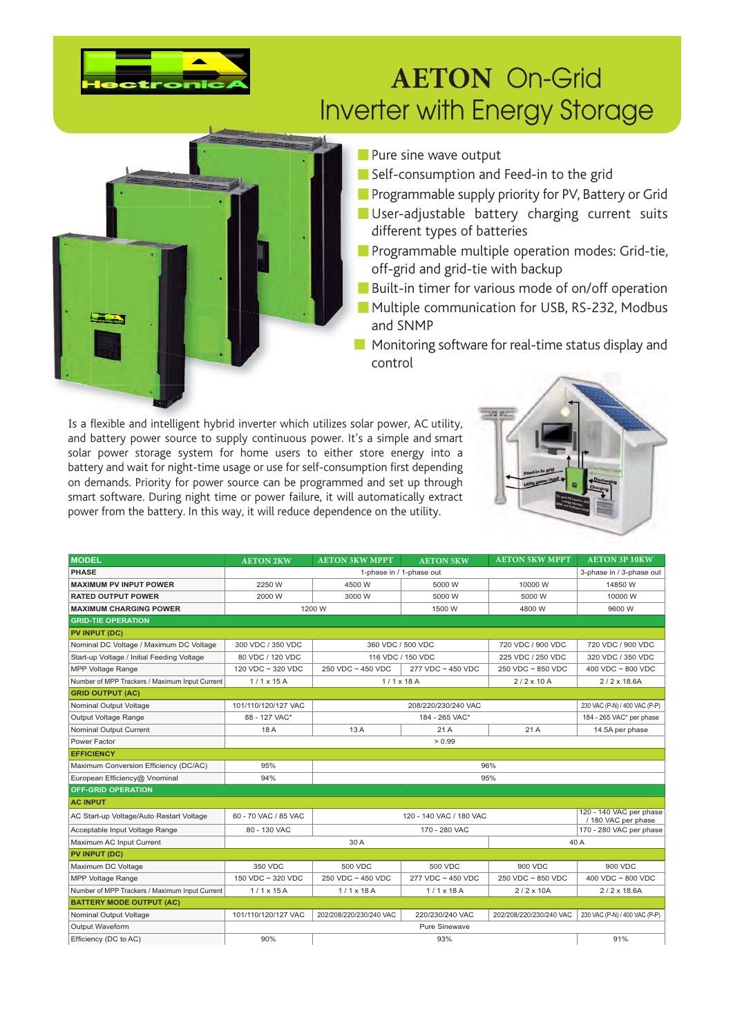# AETON On-Grid Inverter with Energy Storage

- Pure sine wave output
- Self-consumption and Feed-in to the grid
- Programmable supply priority for PV, Battery or Grid
- User-adjustable battery charging current suits different types of batteries
- Programmable multiple operation modes: Grid-tie, off-grid and grid-tie with backup
- Built-in timer for various mode of on/off operation
- Multiple communication for USB, RS-232, Modbus and SNMP
- Monitoring software for real-time status display and control

Is a flexible and intelligent hybrid inverter which utilizes solar power, AC utility, and battery power source to supply continuous power. It's a simple and smart solar power storage system for home users to either store energy into a battery and wait for night-time usage or use for self-consumption first depending on demands. Priority for power source can be programmed and set up through smart software. During night time or power failure, it will automatically extract power from the battery. In this way, it will reduce dependence on the utility.

| MODEL | AETON 2KW | AETON 3KW MPPT | AETON 5KW | AETON 5KW MPPT | AETON 3P 10KW |
|---|---|---|---|---|---|
| PHASE | 1-phase in / 1-phase out | | | | 3-phase in / 3-phase out |
| MAXIMUM PV INPUT POWER | 2250 W | 4500 W | 5000 W | 10000 W | 14850 W |
| RATED OUTPUT POWER | 2000 W | 3000 W | 5000 W | 5000 W | 10000 W |
| MAXIMUM CHARGING POWER | 1200 W | | 1500 W | 4800 W | 9600 W |
| **GRID-TIE OPERATION** | | | | | |
| **PV INPUT (DC)** | | | | | |
| Nominal DC Voltage / Maximum DC Voltage | 300 VDC / 350 VDC | 360 VDC / 500 VDC | | 720 VDC / 900 VDC | 720 VDC / 900 VDC |
| Start-up Voltage / Initial Feeding Voltage | 80 VDC / 120 VDC | 116 VDC / 150 VDC | | 225 VDC / 250 VDC | 320 VDC / 350 VDC |
| MPP Voltage Range | 120 VDC ~ 320 VDC | 250 VDC ~ 450 VDC | 277 VDC ~ 450 VDC | 250 VDC ~ 850 VDC | 400 VDC ~ 800 VDC |
| Number of MPP Trackers / Maximum Input Current | 1 / 1 x 15 A | 1 / 1 x 18 A | | 2 / 2 x 10 A | 2 / 2 x 18.6A |
| **GRID OUTPUT (AC)** | | | | | |
| Nominal Output Voltage | 101/110/120/127 VAC | 208/220/230/240 VAC | | | 230 VAC (P-N) / 400 VAC (P-P) |
| Output Voltage Range | 88 - 127 VAC* | 184 - 265 VAC* | | | 184 - 265 VAC* per phase |
| Nominal Output Current | 18 A | 13 A | 21 A | 21 A | 14.5A per phase |
| Power Factor | > 0.99 | | | | |
| **EFFICIENCY** | | | | | |
| Maximum Conversion Efficiency (DC/AC) | 95% | 96% | | | |
| European Efficiency@ Vnominal | 94% | 95% | | | |
| **OFF-GRID OPERATION** | | | | | |
| **AC INPUT** | | | | | |
| AC Start-up Voltage/Auto Restart Voltage | 60 - 70 VAC / 85 VAC | 120 - 140 VAC / 180 VAC | | | 120 - 140 VAC per phase / 180 VAC per phase |
| Acceptable Input Voltage Range | 80 - 130 VAC | 170 - 280 VAC | | | 170 - 280 VAC per phase |
| Maximum AC Input Current | 30 A | | | 40 A | |
| **PV INPUT (DC)** | | | | | |
| Maximum DC Voltage | 350 VDC | 500 VDC | 500 VDC | 900 VDC | 900 VDC |
| MPP Voltage Range | 150 VDC ~ 320 VDC | 250 VDC ~ 450 VDC | 277 VDC ~ 450 VDC | 250 VDC ~ 850 VDC | 400 VDC ~ 800 VDC |
| Number of MPP Trackers / Maximum Input Current | 1 / 1 x 15 A | 1 / 1 x 18 A | 1 / 1 x 18 A | 2 / 2 x 10A | 2 / 2 x 18.6A |
| **BATTERY MODE OUTPUT (AC)** | | | | | |
| Nominal Output Voltage | 101/110/120/127 VAC | 202/208/220/230/240 VAC | 220/230/240 VAC | 202/208/220/230/240 VAC | 230 VAC (P-N) / 400 VAC (P-P) |
| Output Waveform | Pure Sinewave | | | | |
| Efficiency (DC to AC) | 90% | 93% | | | 91% |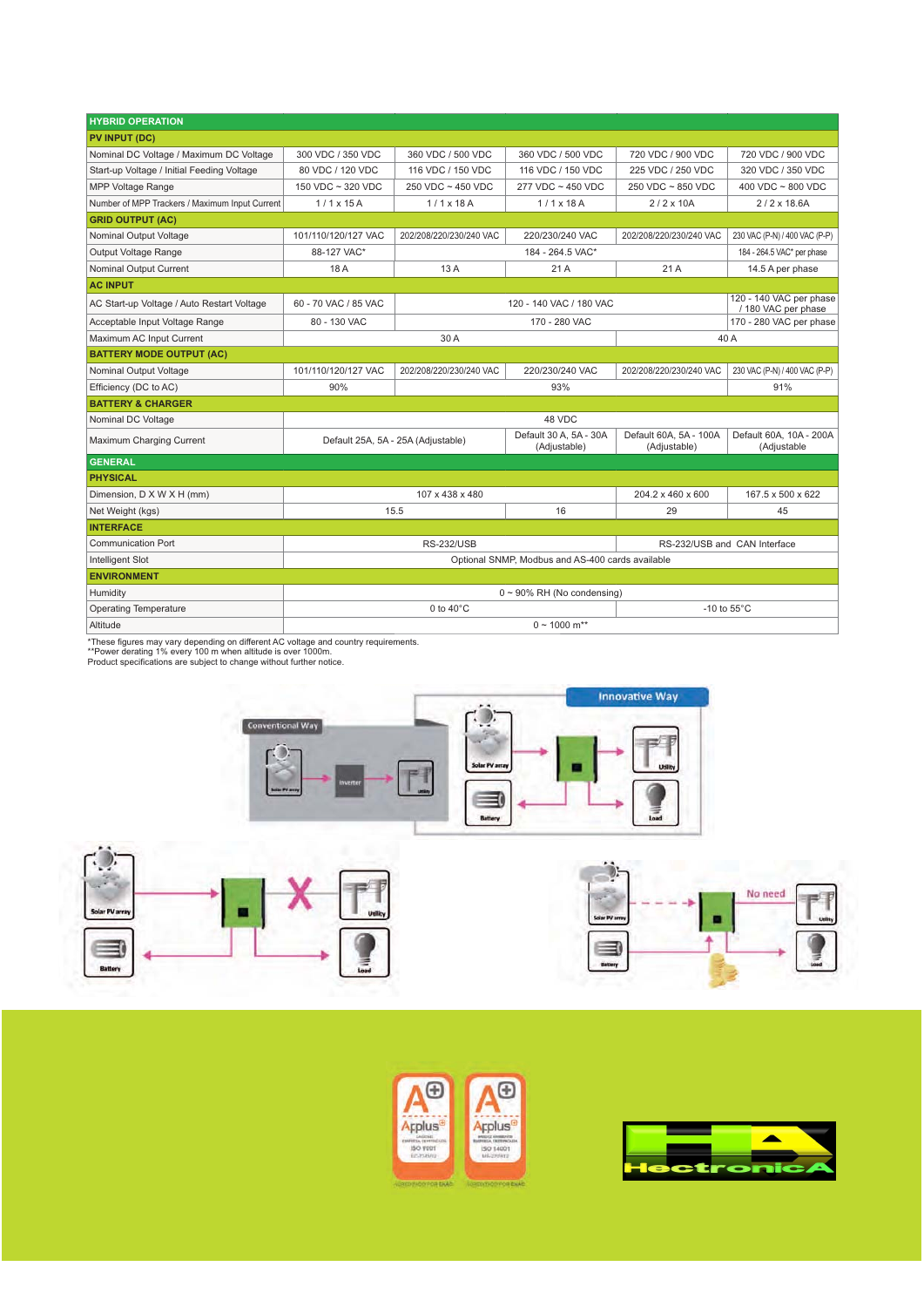| HYBRID OPERATION | | | | | |
|---|---|---|---|---|---|
| **PV INPUT (DC)** | | | | | |
| Nominal DC Voltage / Maximum DC Voltage | 300 VDC / 350 VDC | 360 VDC / 500 VDC | 360 VDC / 500 VDC | 720 VDC / 900 VDC | 720 VDC / 900 VDC |
| Start-up Voltage / Initial Feeding Voltage | 80 VDC / 120 VDC | 116 VDC / 150 VDC | 116 VDC / 150 VDC | 225 VDC / 250 VDC | 320 VDC / 350 VDC |
| MPP Voltage Range | 150 VDC ~ 320 VDC | 250 VDC ~ 450 VDC | 277 VDC ~ 450 VDC | 250 VDC ~ 850 VDC | 400 VDC ~ 800 VDC |
| Number of MPP Trackers / Maximum Input Current | 1 / 1 x 15 A | 1 / 1 x 18 A | 1 / 1 x 18 A | 2 / 2 x 10A | 2 / 2 x 18.6A |
| **GRID OUTPUT (AC)** | | | | | |
| Nominal Output Voltage | 101/110/120/127 VAC | 202/208/220/230/240 VAC | 220/230/240 VAC | 202/208/220/230/240 VAC | 230 VAC (P-N) / 400 VAC (P-P) |
| Output Voltage Range | 88-127 VAC* | 184 - 264.5 VAC* | | | 184 - 264.5 VAC* per phase |
| Nominal Output Current | 18 A | 13 A | 21 A | 21 A | 14.5 A per phase |
| **AC INPUT** | | | | | |
| AC Start-up Voltage / Auto Restart Voltage | 60 - 70 VAC / 85 VAC | 120 - 140 VAC / 180 VAC | | | 120 - 140 VAC per phase / 180 VAC per phase |
| Acceptable Input Voltage Range | 80 - 130 VAC | 170 - 280 VAC | | | 170 - 280 VAC per phase |
| Maximum AC Input Current | 30 A | | | 40 A | |
| **BATTERY MODE OUTPUT (AC)** | | | | | |
| Nominal Output Voltage | 101/110/120/127 VAC | 202/208/220/230/240 VAC | 220/230/240 VAC | 202/208/220/230/240 VAC | 230 VAC (P-N) / 400 VAC (P-P) |
| Efficiency (DC to AC) | 90% | 93% | | | 91% |
| **BATTERY & CHARGER** | | | | | |
| Nominal DC Voltage | 48 VDC | | | | |
| Maximum Charging Current | Default 25A, 5A - 25A (Adjustable) | | Default 30 A, 5A - 30A (Adjustable) | Default 60A, 5A - 100A (Adjustable) | Default 60A, 10A - 200A (Adjustable |
| **GENERAL** | | | | | |
| **PHYSICAL** | | | | | |
| Dimension, D X W X H (mm) | 107 x 438 x 480 | | | 204.2 x 460 x 600 | 167.5 x 500 x 622 |
| Net Weight (kgs) | 15.5 | | 16 | 29 | 45 |
| **INTERFACE** | | | | | |
| Communication Port | RS-232/USB | | | RS-232/USB and CAN Interface | |
| Intelligent Slot | Optional SNMP, Modbus and AS-400 cards available | | | | |
| **ENVIRONMENT** | | | | | |
| Humidity | 0 ~ 90% RH (No condensing) | | | | |
| Operating Temperature | 0 to 40°C | | | -10 to 55°C | |
| Altitude | 0 ~ 1000 m** | | | | |

*These figures may vary depending on different AC voltage and country requirements.
**Power derating 1% every 100 m when altitude is over 1000m.
Product specifications are subject to change without further notice.

Conventional Way
Solar PV array
Inverter
Utility

Innovative Way
Solar PV array
Utility
Battery
Load

Solar PV array
Utility
Battery
Load

Solar PV array
No need
Utility
Battery
Load

Applus ISO 9001
Applus ISO 14001

HectronicA